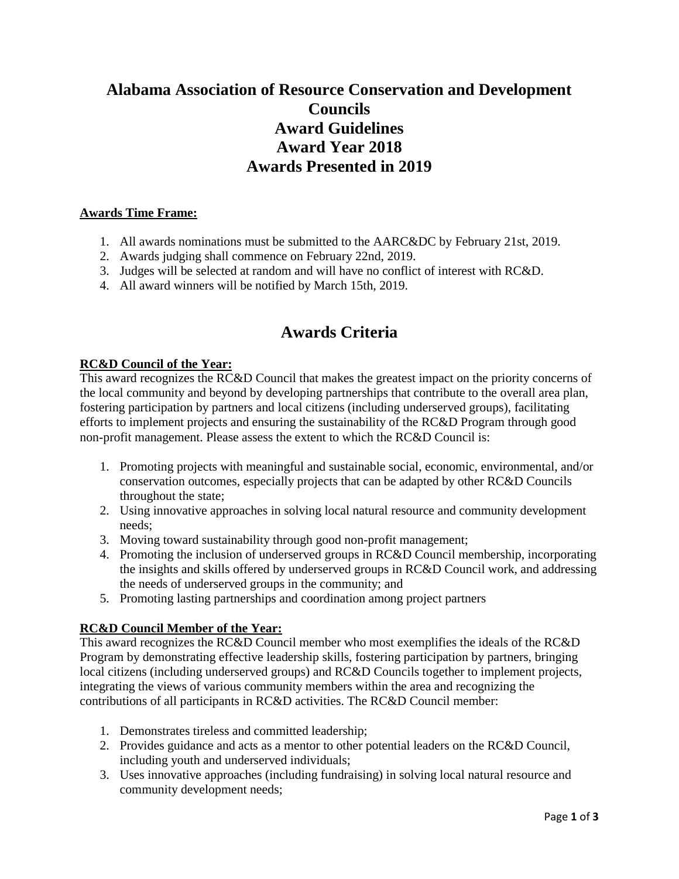# Alabama Association of Resource Conservation and Development Councils
# Award Guidelines
# Award Year 2018
# Awards Presented in 2019

**Awards Time Frame:**

1. All awards nominations must be submitted to the AARC&DC by February 21st, 2019.
2. Awards judging shall commence on February 22nd, 2019.
3. Judges will be selected at random and will have no conflict of interest with RC&D.
4. All award winners will be notified by March 15th, 2019.

## Awards Criteria

**RC&D Council of the Year:**

This award recognizes the RC&D Council that makes the greatest impact on the priority concerns of the local community and beyond by developing partnerships that contribute to the overall area plan, fostering participation by partners and local citizens (including underserved groups), facilitating efforts to implement projects and ensuring the sustainability of the RC&D Program through good non-profit management. Please assess the extent to which the RC&D Council is:

1. Promoting projects with meaningful and sustainable social, economic, environmental, and/or conservation outcomes, especially projects that can be adapted by other RC&D Councils throughout the state;
2. Using innovative approaches in solving local natural resource and community development needs;
3. Moving toward sustainability through good non-profit management;
4. Promoting the inclusion of underserved groups in RC&D Council membership, incorporating the insights and skills offered by underserved groups in RC&D Council work, and addressing the needs of underserved groups in the community; and
5. Promoting lasting partnerships and coordination among project partners

**RC&D Council Member of the Year:**

This award recognizes the RC&D Council member who most exemplifies the ideals of the RC&D Program by demonstrating effective leadership skills, fostering participation by partners, bringing local citizens (including underserved groups) and RC&D Councils together to implement projects, integrating the views of various community members within the area and recognizing the contributions of all participants in RC&D activities. The RC&D Council member:

1. Demonstrates tireless and committed leadership;
2. Provides guidance and acts as a mentor to other potential leaders on the RC&D Council, including youth and underserved individuals;
3. Uses innovative approaches (including fundraising) in solving local natural resource and community development needs;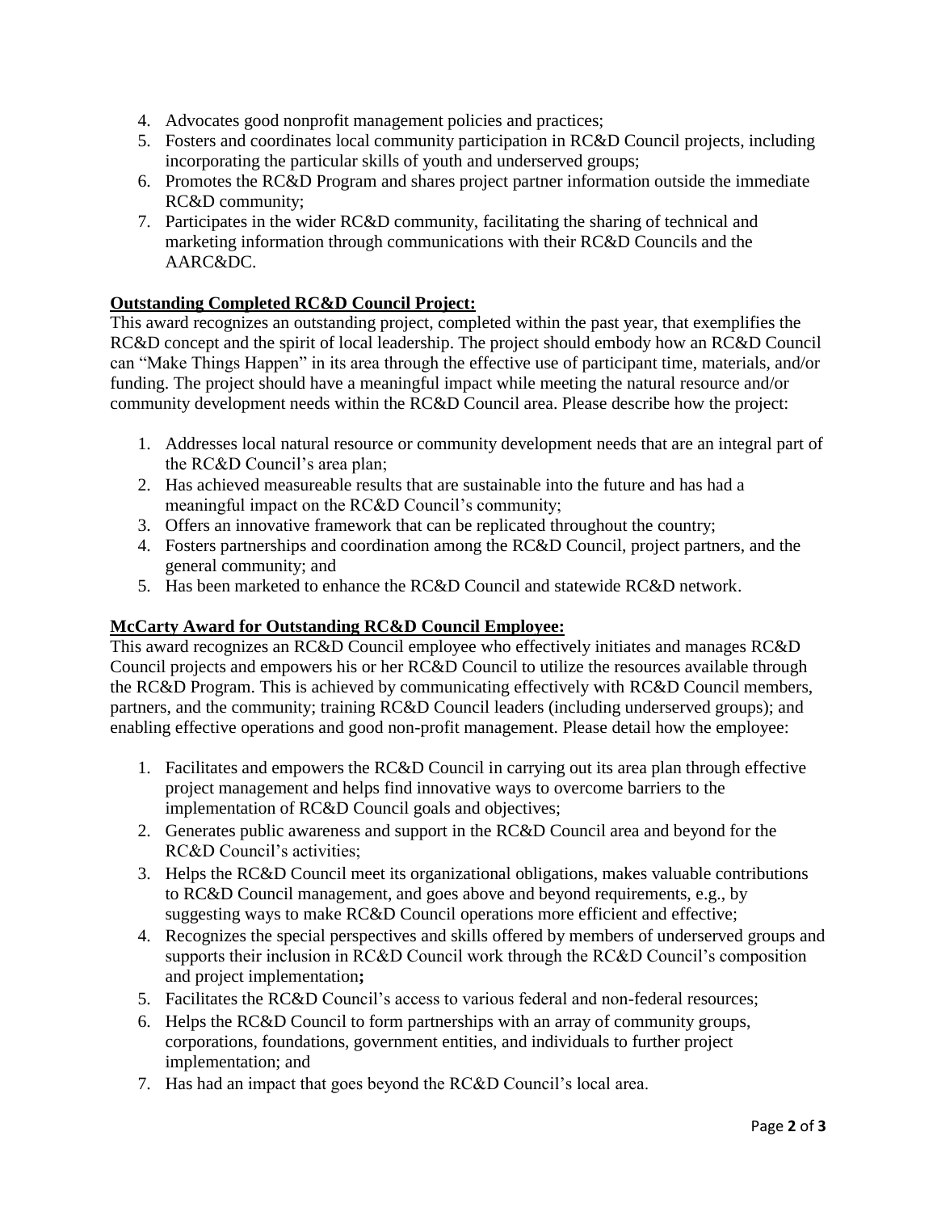4. Advocates good nonprofit management policies and practices;
5. Fosters and coordinates local community participation in RC&D Council projects, including incorporating the particular skills of youth and underserved groups;
6. Promotes the RC&D Program and shares project partner information outside the immediate RC&D community;
7. Participates in the wider RC&D community, facilitating the sharing of technical and marketing information through communications with their RC&D Councils and the AARC&DC.

**Outstanding Completed RC&D Council Project:**

This award recognizes an outstanding project, completed within the past year, that exemplifies the RC&D concept and the spirit of local leadership. The project should embody how an RC&D Council can "Make Things Happen" in its area through the effective use of participant time, materials, and/or funding. The project should have a meaningful impact while meeting the natural resource and/or community development needs within the RC&D Council area. Please describe how the project:

1. Addresses local natural resource or community development needs that are an integral part of the RC&D Council's area plan;
2. Has achieved measureable results that are sustainable into the future and has had a meaningful impact on the RC&D Council's community;
3. Offers an innovative framework that can be replicated throughout the country;
4. Fosters partnerships and coordination among the RC&D Council, project partners, and the general community; and
5. Has been marketed to enhance the RC&D Council and statewide RC&D network.

**McCarty Award for Outstanding RC&D Council Employee:**

This award recognizes an RC&D Council employee who effectively initiates and manages RC&D Council projects and empowers his or her RC&D Council to utilize the resources available through the RC&D Program. This is achieved by communicating effectively with RC&D Council members, partners, and the community; training RC&D Council leaders (including underserved groups); and enabling effective operations and good non-profit management. Please detail how the employee:

1. Facilitates and empowers the RC&D Council in carrying out its area plan through effective project management and helps find innovative ways to overcome barriers to the implementation of RC&D Council goals and objectives;
2. Generates public awareness and support in the RC&D Council area and beyond for the RC&D Council's activities;
3. Helps the RC&D Council meet its organizational obligations, makes valuable contributions to RC&D Council management, and goes above and beyond requirements, e.g., by suggesting ways to make RC&D Council operations more efficient and effective;
4. Recognizes the special perspectives and skills offered by members of underserved groups and supports their inclusion in RC&D Council work through the RC&D Council's composition and project implementation**;**
5. Facilitates the RC&D Council's access to various federal and non-federal resources;
6. Helps the RC&D Council to form partnerships with an array of community groups, corporations, foundations, government entities, and individuals to further project implementation; and
7. Has had an impact that goes beyond the RC&D Council's local area.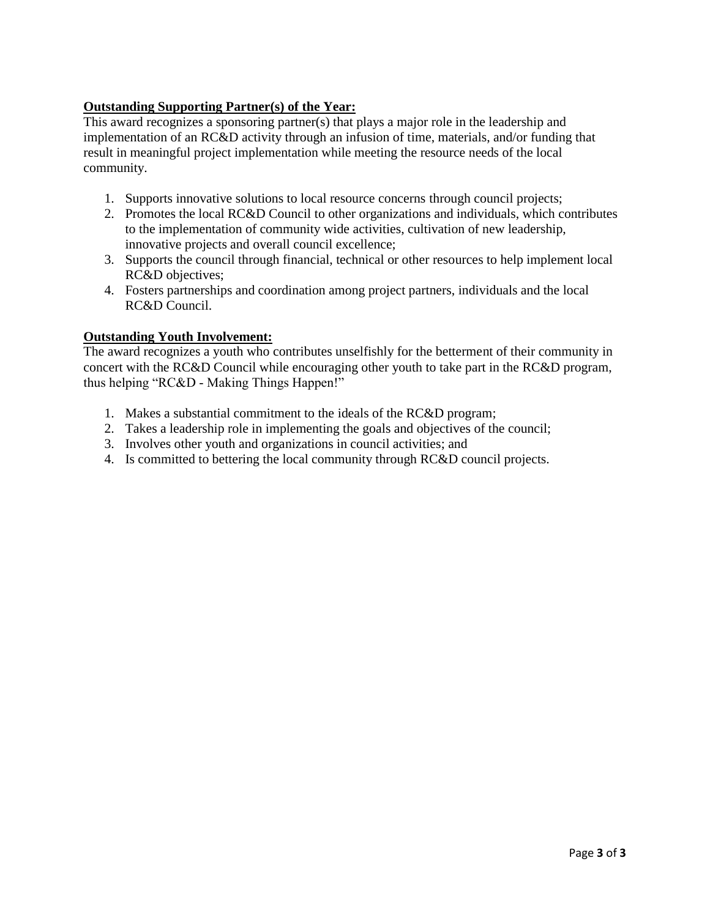**Outstanding Supporting Partner(s) of the Year:**

This award recognizes a sponsoring partner(s) that plays a major role in the leadership and implementation of an RC&D activity through an infusion of time, materials, and/or funding that result in meaningful project implementation while meeting the resource needs of the local community.

1. Supports innovative solutions to local resource concerns through council projects;
2. Promotes the local RC&D Council to other organizations and individuals, which contributes to the implementation of community wide activities, cultivation of new leadership, innovative projects and overall council excellence;
3. Supports the council through financial, technical or other resources to help implement local RC&D objectives;
4. Fosters partnerships and coordination among project partners, individuals and the local RC&D Council.

**Outstanding Youth Involvement:**

The award recognizes a youth who contributes unselfishly for the betterment of their community in concert with the RC&D Council while encouraging other youth to take part in the RC&D program, thus helping "RC&D - Making Things Happen!"

1. Makes a substantial commitment to the ideals of the RC&D program;
2. Takes a leadership role in implementing the goals and objectives of the council;
3. Involves other youth and organizations in council activities; and
4. Is committed to bettering the local community through RC&D council projects.